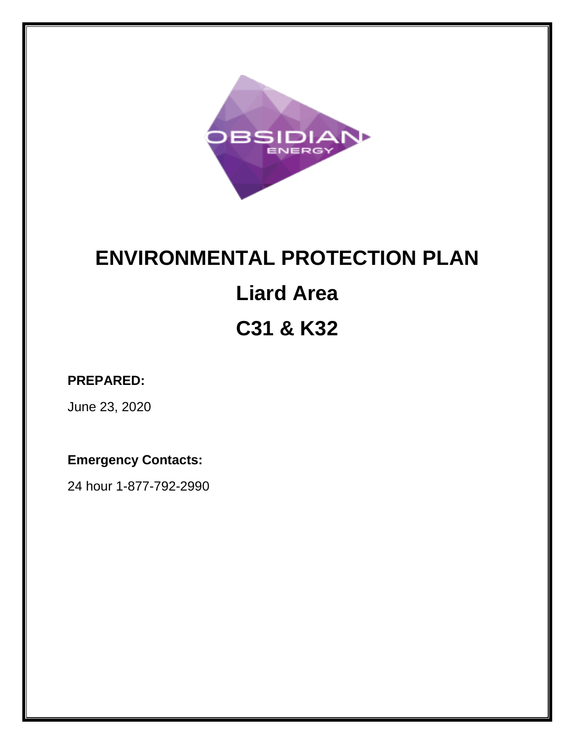# ENVIRONMENTAL PROTECTION PLAN

# Liard Area

# C31 & K32

**PREPARED:**

June 23, 2020

**Emergency Contacts:**

24 hour 1-877-792-2990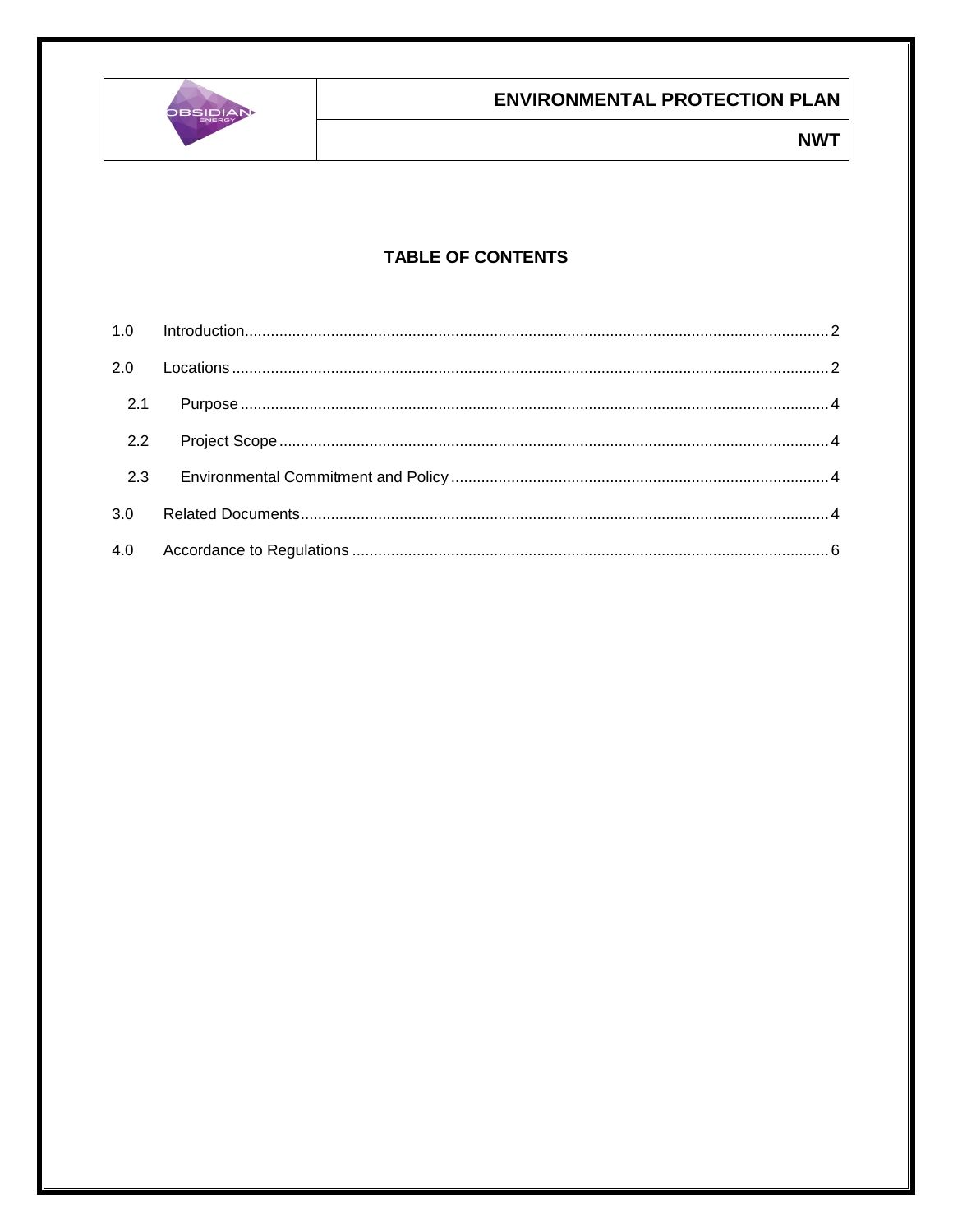## TABLE OF CONTENTS

1.0 Introduction ........ 2

2.0 Locations ........ 2

- 2.1 Purpose ........ 4
- 2.2 Project Scope ........ 4
- 2.3 Environmental Commitment and Policy ........ 4

3.0 Related Documents ........ 4

4.0 Accordance to Regulations ........ 6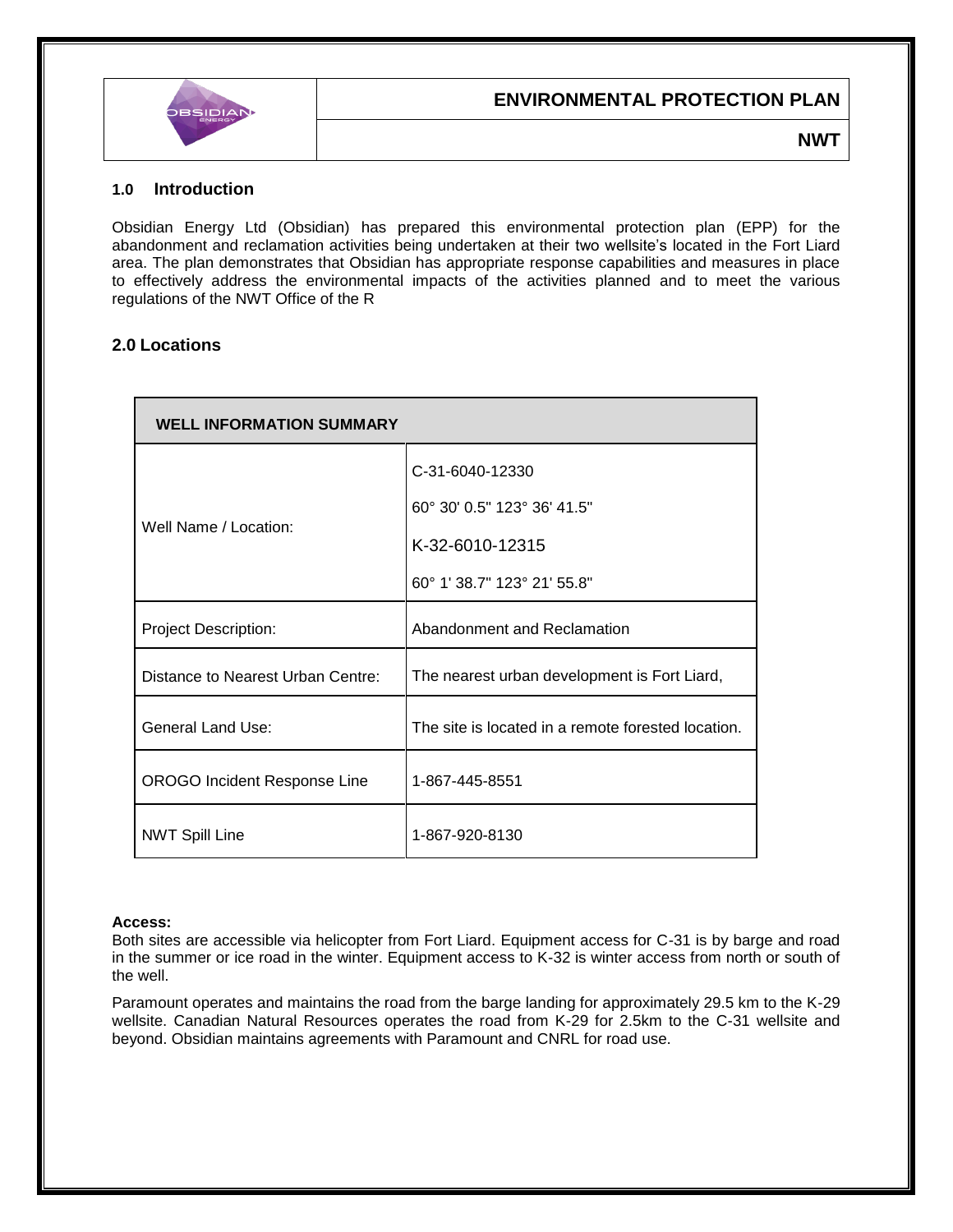## 1.0 Introduction

Obsidian Energy Ltd (Obsidian) has prepared this environmental protection plan (EPP) for the abandonment and reclamation activities being undertaken at their two wellsite's located in the Fort Liard area. The plan demonstrates that Obsidian has appropriate response capabilities and measures in place to effectively address the environmental impacts of the activities planned and to meet the various regulations of the NWT Office of the R

## 2.0 Locations

| WELL INFORMATION SUMMARY | |
|---|---|
| Well Name / Location: | C-31-6040-12330<br>60° 30' 0.5" 123° 36' 41.5"<br>K-32-6010-12315<br>60° 1' 38.7" 123° 21' 55.8" |
| Project Description: | Abandonment and Reclamation |
| Distance to Nearest Urban Centre: | The nearest urban development is Fort Liard, |
| General Land Use: | The site is located in a remote forested location. |
| OROGO Incident Response Line | 1-867-445-8551 |
| NWT Spill Line | 1-867-920-8130 |

**Access:**

Both sites are accessible via helicopter from Fort Liard. Equipment access for C-31 is by barge and road in the summer or ice road in the winter. Equipment access to K-32 is winter access from north or south of the well.

Paramount operates and maintains the road from the barge landing for approximately 29.5 km to the K-29 wellsite. Canadian Natural Resources operates the road from K-29 for 2.5km to the C-31 wellsite and beyond. Obsidian maintains agreements with Paramount and CNRL for road use.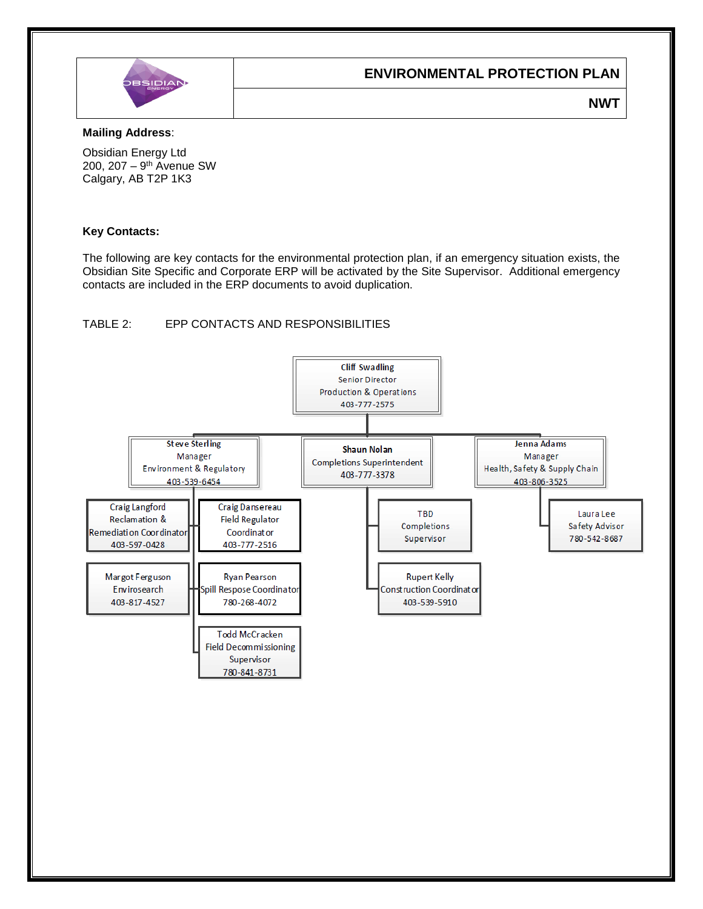**Mailing Address**:

Obsidian Energy Ltd
200, 207 – 9th Avenue SW
Calgary, AB T2P 1K3

**Key Contacts:**

The following are key contacts for the environmental protection plan, if an emergency situation exists, the Obsidian Site Specific and Corporate ERP will be activated by the Site Supervisor. Additional emergency contacts are included in the ERP documents to avoid duplication.

TABLE 2: EPP CONTACTS AND RESPONSIBILITIES

**Cliff Swadling**
Senior Director
Production & Operations
403-777-2575

- **Steve Sterling** – Manager, Environment & Regulatory – 403-539-6454
  - Craig Langford – Reclamation & Remediation Coordinator – 403-597-0428
  - Margot Ferguson – Envirosearch – 403-817-4527
  - Craig Dansereau – Field Regulator Coordinator – 403-777-2516
  - Ryan Pearson – Spill Respose Coordinator – 780-268-4072
  - Todd McCracken – Field Decommissioning Supervisor – 780-841-8731
- **Shaun Nolan** – Completions Superintendent – 403-777-3378
  - TBD – Completions Supervisor
  - Rupert Kelly – Construction Coordinator – 403-539-5910
- **Jenna Adams** – Manager, Health, Safety & Supply Chain – 403-806-3525
  - Laura Lee – Safety Advisor – 780-542-8687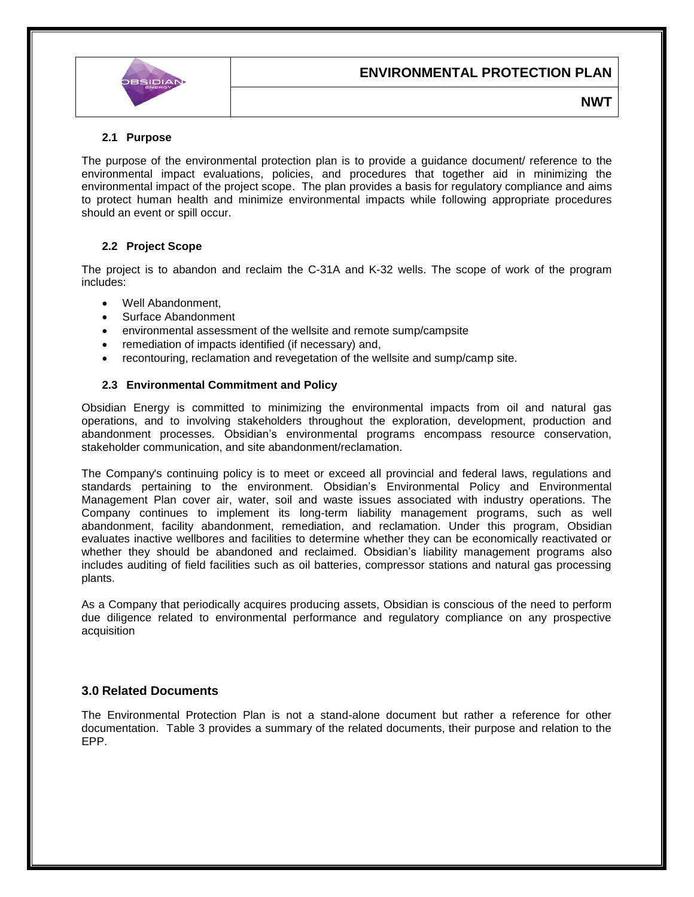### 2.1 Purpose

The purpose of the environmental protection plan is to provide a guidance document/ reference to the environmental impact evaluations, policies, and procedures that together aid in minimizing the environmental impact of the project scope. The plan provides a basis for regulatory compliance and aims to protect human health and minimize environmental impacts while following appropriate procedures should an event or spill occur.

### 2.2 Project Scope

The project is to abandon and reclaim the C-31A and K-32 wells. The scope of work of the program includes:

- Well Abandonment,
- Surface Abandonment
- environmental assessment of the wellsite and remote sump/campsite
- remediation of impacts identified (if necessary) and,
- recontouring, reclamation and revegetation of the wellsite and sump/camp site.

### 2.3 Environmental Commitment and Policy

Obsidian Energy is committed to minimizing the environmental impacts from oil and natural gas operations, and to involving stakeholders throughout the exploration, development, production and abandonment processes. Obsidian's environmental programs encompass resource conservation, stakeholder communication, and site abandonment/reclamation.

The Company's continuing policy is to meet or exceed all provincial and federal laws, regulations and standards pertaining to the environment. Obsidian's Environmental Policy and Environmental Management Plan cover air, water, soil and waste issues associated with industry operations. The Company continues to implement its long-term liability management programs, such as well abandonment, facility abandonment, remediation, and reclamation. Under this program, Obsidian evaluates inactive wellbores and facilities to determine whether they can be economically reactivated or whether they should be abandoned and reclaimed. Obsidian's liability management programs also includes auditing of field facilities such as oil batteries, compressor stations and natural gas processing plants.

As a Company that periodically acquires producing assets, Obsidian is conscious of the need to perform due diligence related to environmental performance and regulatory compliance on any prospective acquisition

## 3.0 Related Documents

The Environmental Protection Plan is not a stand-alone document but rather a reference for other documentation. Table 3 provides a summary of the related documents, their purpose and relation to the EPP.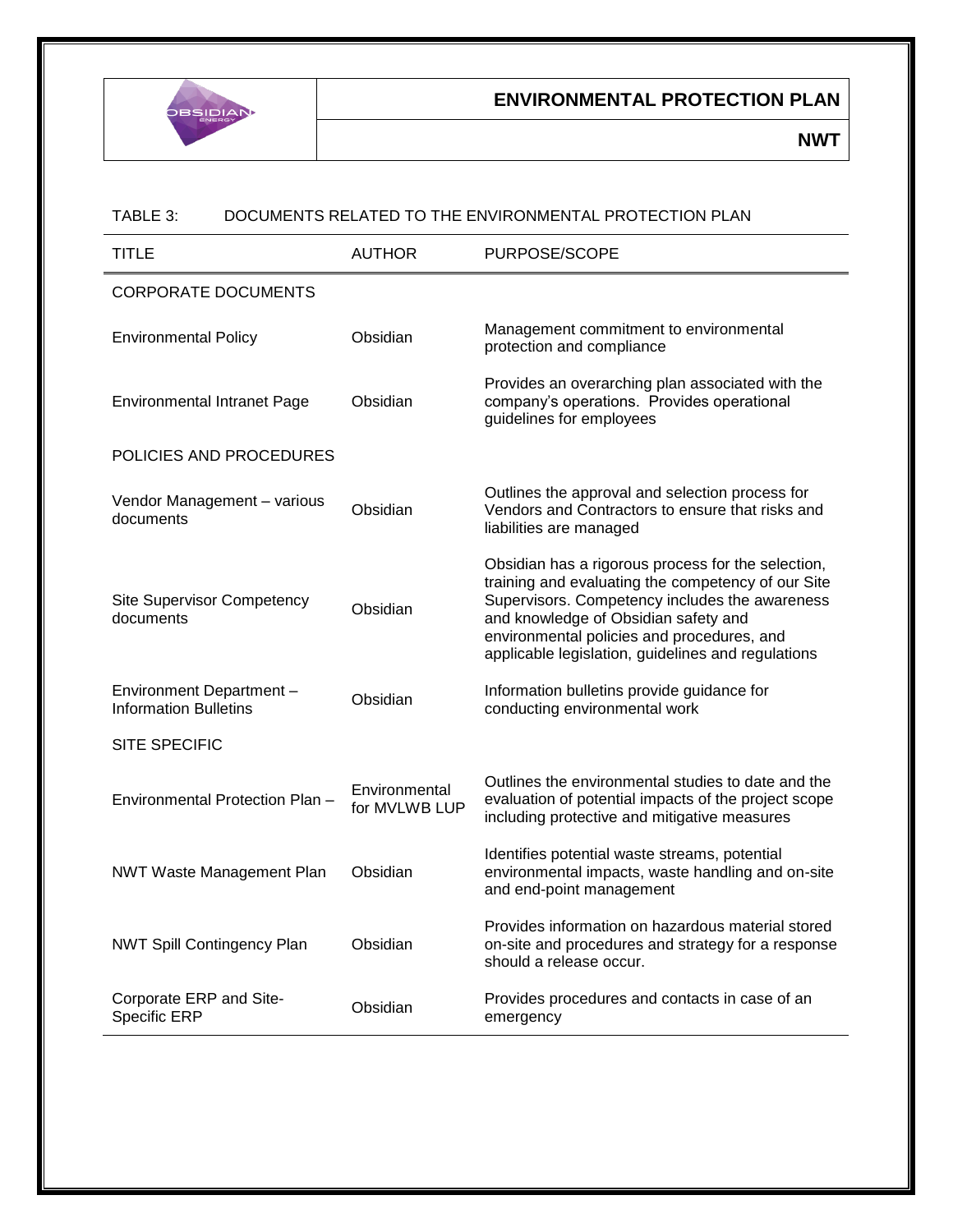TABLE 3: DOCUMENTS RELATED TO THE ENVIRONMENTAL PROTECTION PLAN

| TITLE | AUTHOR | PURPOSE/SCOPE |
|---|---|---|
| CORPORATE DOCUMENTS | | |
| Environmental Policy | Obsidian | Management commitment to environmental protection and compliance |
| Environmental Intranet Page | Obsidian | Provides an overarching plan associated with the company's operations. Provides operational guidelines for employees |
| POLICIES AND PROCEDURES | | |
| Vendor Management – various documents | Obsidian | Outlines the approval and selection process for Vendors and Contractors to ensure that risks and liabilities are managed |
| Site Supervisor Competency documents | Obsidian | Obsidian has a rigorous process for the selection, training and evaluating the competency of our Site Supervisors. Competency includes the awareness and knowledge of Obsidian safety and environmental policies and procedures, and applicable legislation, guidelines and regulations |
| Environment Department – Information Bulletins | Obsidian | Information bulletins provide guidance for conducting environmental work |
| SITE SPECIFIC | | |
| Environmental Protection Plan – | Environmental for MVLWB LUP | Outlines the environmental studies to date and the evaluation of potential impacts of the project scope including protective and mitigative measures |
| NWT Waste Management Plan | Obsidian | Identifies potential waste streams, potential environmental impacts, waste handling and on-site and end-point management |
| NWT Spill Contingency Plan | Obsidian | Provides information on hazardous material stored on-site and procedures and strategy for a response should a release occur. |
| Corporate ERP and Site-Specific ERP | Obsidian | Provides procedures and contacts in case of an emergency |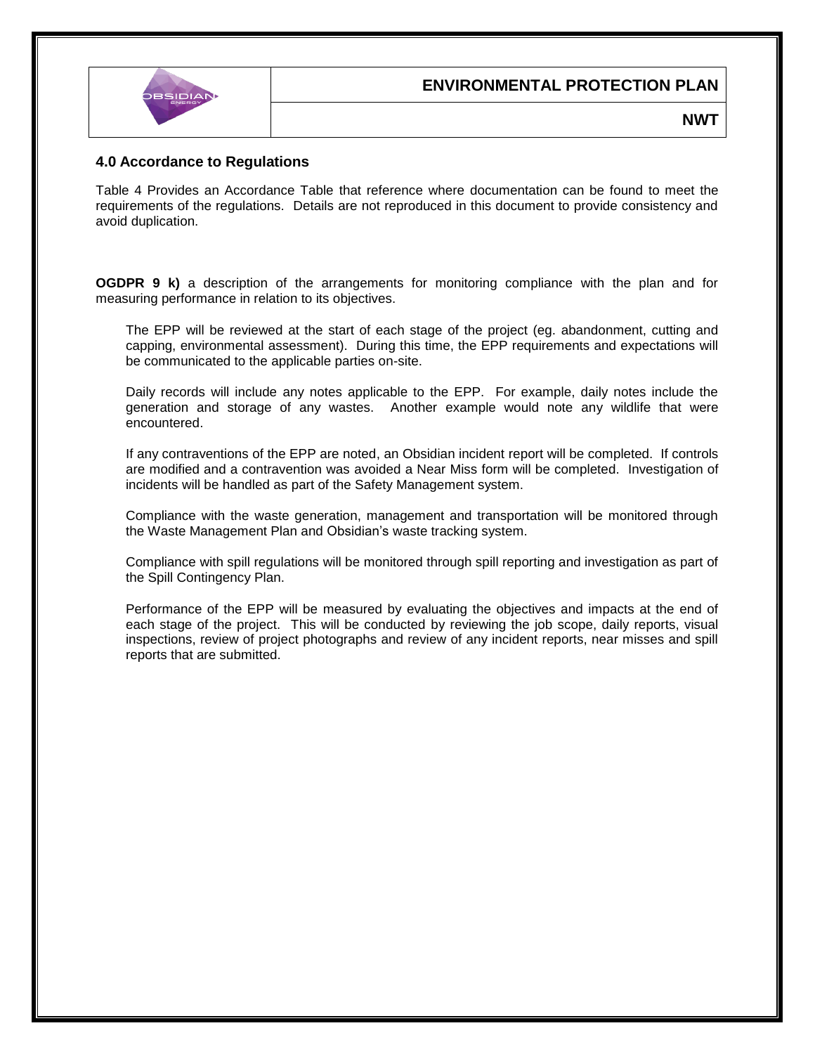## 4.0 Accordance to Regulations

Table 4 Provides an Accordance Table that reference where documentation can be found to meet the requirements of the regulations. Details are not reproduced in this document to provide consistency and avoid duplication.

**OGDPR 9 k)** a description of the arrangements for monitoring compliance with the plan and for measuring performance in relation to its objectives.

The EPP will be reviewed at the start of each stage of the project (eg. abandonment, cutting and capping, environmental assessment). During this time, the EPP requirements and expectations will be communicated to the applicable parties on-site.

Daily records will include any notes applicable to the EPP. For example, daily notes include the generation and storage of any wastes. Another example would note any wildlife that were encountered.

If any contraventions of the EPP are noted, an Obsidian incident report will be completed. If controls are modified and a contravention was avoided a Near Miss form will be completed. Investigation of incidents will be handled as part of the Safety Management system.

Compliance with the waste generation, management and transportation will be monitored through the Waste Management Plan and Obsidian's waste tracking system.

Compliance with spill regulations will be monitored through spill reporting and investigation as part of the Spill Contingency Plan.

Performance of the EPP will be measured by evaluating the objectives and impacts at the end of each stage of the project. This will be conducted by reviewing the job scope, daily reports, visual inspections, review of project photographs and review of any incident reports, near misses and spill reports that are submitted.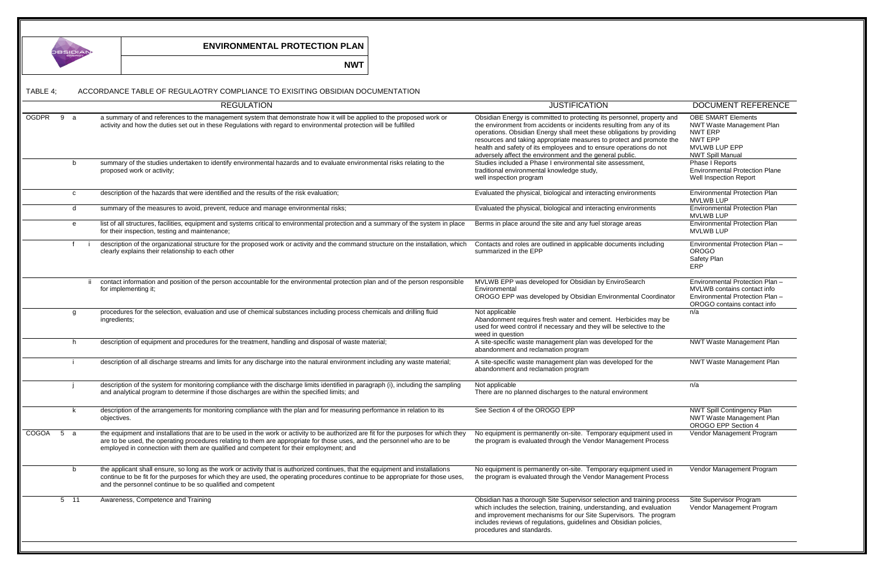# ENVIRONMENTAL PROTECTION PLAN

**NWT**

TABLE 4; ACCORDANCE TABLE OF REGULAOTRY COMPLIANCE TO EXISITING OBSIDIAN DOCUMENTATION

| REGULATION | | | | JUSTIFICATION | DOCUMENT REFERENCE |
|---|---|---|---|---|---|
| OGDPR | 9 | a | a summary of and references to the management system that demonstrate how it will be applied to the proposed work or activity and how the duties set out in these Regulations with regard to environmental protection will be fulfilled | Obsidian Energy is committed to protecting its personnel, property and the environment from accidents or incidents resulting from any of its operations. Obsidian Energy shall meet these obligations by providing resources and taking appropriate measures to protect and promote the health and safety of its employees and to ensure operations do not adversely affect the environment and the general public. | OBE SMART Elements<br>NWT Waste Management Plan<br>NWT ERP<br>NWT EPP<br>MVLWB LUP EPP<br>NWT Spill Manual |
| | | b | summary of the studies undertaken to identify environmental hazards and to evaluate environmental risks relating to the proposed work or activity; | Studies included a Phase I environmental site assessment, traditional environmental knowledge study, well inspection program | Phase I Reports<br>Environmental Protection Plane<br>Well Inspection Report |
| | | c | description of the hazards that were identified and the results of the risk evaluation; | Evaluated the physical, biological and interacting environments | Environmental Protection Plan<br>MVLWB LUP |
| | | d | summary of the measures to avoid, prevent, reduce and manage environmental risks; | Evaluated the physical, biological and interacting environments | Environmental Protection Plan<br>MVLWB LUP |
| | | e | list of all structures, facilities, equipment and systems critical to environmental protection and a summary of the system in place for their inspection, testing and maintenance; | Berms in place around the site and any fuel storage areas | Environmental Protection Plan<br>MVLWB LUP |
| | | f i | description of the organizational structure for the proposed work or activity and the command structure on the installation, which clearly explains their relationship to each other | Contacts and roles are outlined in applicable documents including summarized in the EPP | Environmental Protection Plan – OROGO<br>Safety Plan<br>ERP |
| | | ii | contact information and position of the person accountable for the environmental protection plan and of the person responsible for implementing it; | MVLWB EPP was developed for Obsidian by EnviroSearch Environmental<br>OROGO EPP was developed by Obsidian Environmental Coordinator | Environmental Protection Plan – MVLWB contains contact info<br>Environmental Protection Plan – OROGO contains contact info |
| | | g | procedures for the selection, evaluation and use of chemical substances including process chemicals and drilling fluid ingredients; | Not applicable<br>Abandonment requires fresh water and cement. Herbicides may be used for weed control if necessary and they will be selective to the weed in question | n/a |
| | | h | description of equipment and procedures for the treatment, handling and disposal of waste material; | A site-specific waste management plan was developed for the abandonment and reclamation program | NWT Waste Management Plan |
| | | i | description of all discharge streams and limits for any discharge into the natural environment including any waste material; | A site-specific waste management plan was developed for the abandonment and reclamation program | NWT Waste Management Plan |
| | | j | description of the system for monitoring compliance with the discharge limits identified in paragraph (i), including the sampling and analytical program to determine if those discharges are within the specified limits; and | Not applicable<br>There are no planned discharges to the natural environment | n/a |
| | | k | description of the arrangements for monitoring compliance with the plan and for measuring performance in relation to its objectives. | See Section 4 of the OROGO EPP | NWT Spill Contingency Plan<br>NWT Waste Management Plan<br>OROGO EPP Section 4 |
| COGOA | 5 | a | the equipment and installations that are to be used in the work or activity to be authorized are fit for the purposes for which they are to be used, the operating procedures relating to them are appropriate for those uses, and the personnel who are to be employed in connection with them are qualified and competent for their employment; and | No equipment is permanently on-site. Temporary equipment used in the program is evaluated through the Vendor Management Process | Vendor Management Program |
| | | b | the applicant shall ensure, so long as the work or activity that is authorized continues, that the equipment and installations continue to be fit for the purposes for which they are used, the operating procedures continue to be appropriate for those uses, and the personnel continue to be so qualified and competent | No equipment is permanently on-site. Temporary equipment used in the program is evaluated through the Vendor Management Process | Vendor Management Program |
| | 5 | 11 | Awareness, Competence and Training | Obsidian has a thorough Site Supervisor selection and training process which includes the selection, training, understanding, and evaluation and improvement mechanisms for our Site Supervisors. The program includes reviews of regulations, guidelines and Obsidian policies, procedures and standards. | Site Supervisor Program<br>Vendor Management Program |